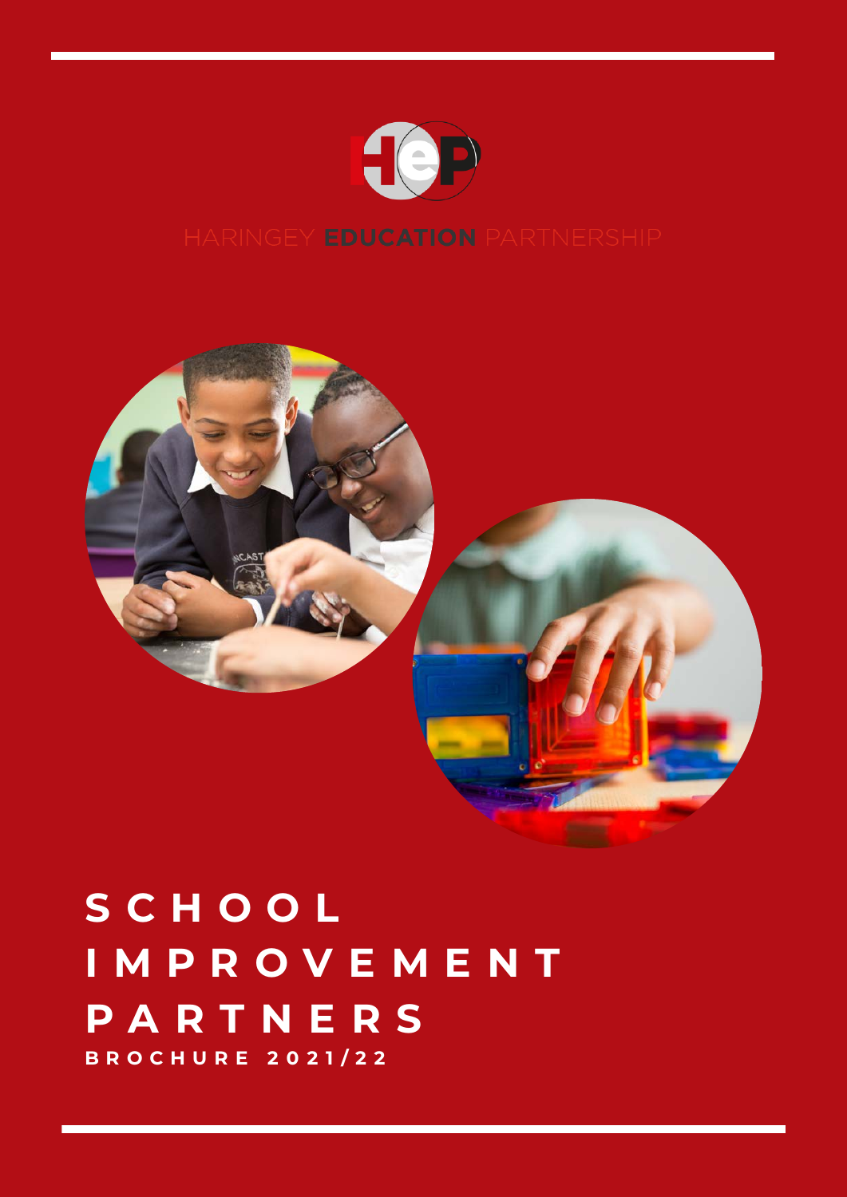HARINGEY **EDUCATION** PARTNERSHIP

# SCHOOL IMPROVEMENT PARTNERS

**BROCHURE 2021/22**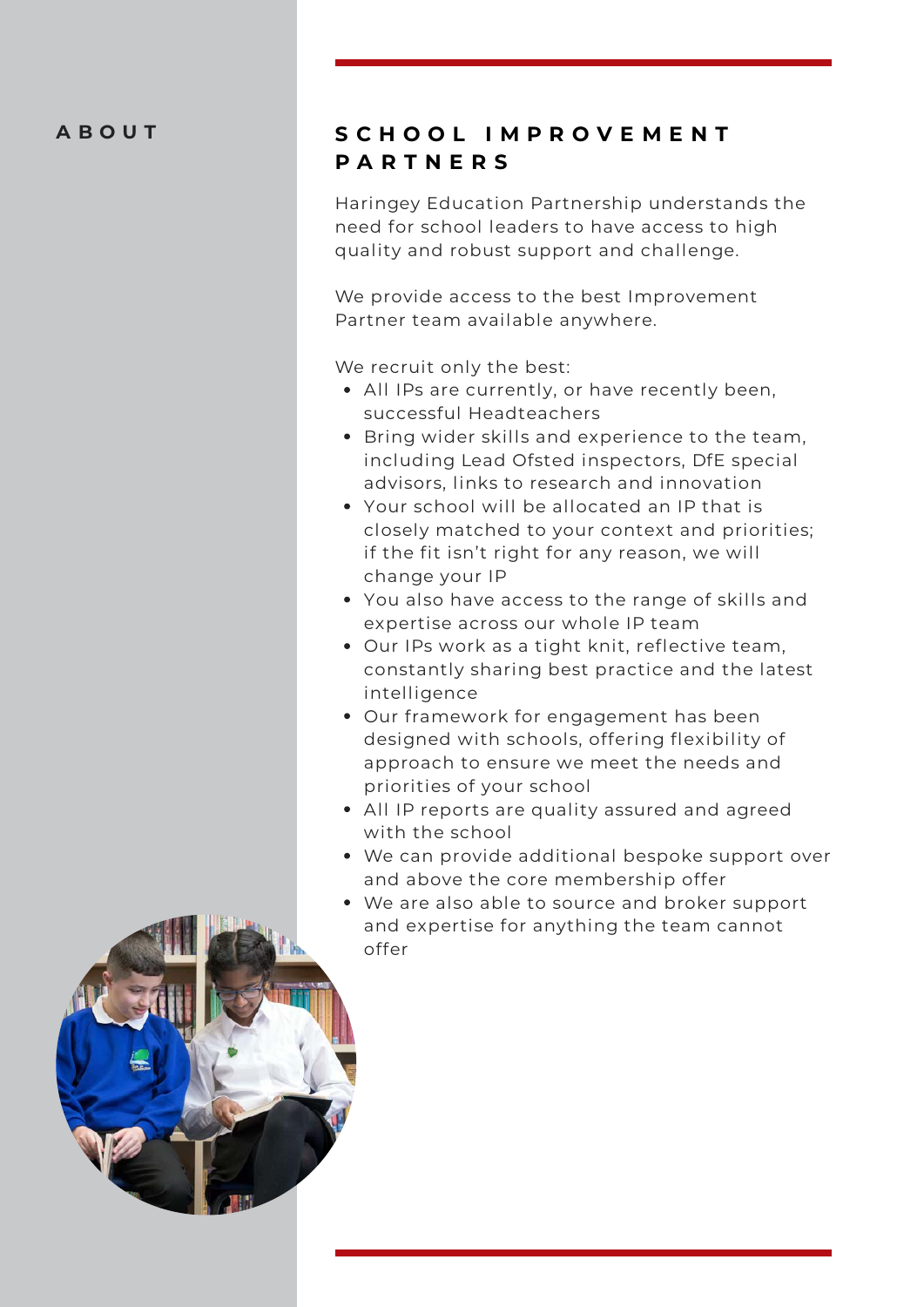ABOUT

## SCHOOL IMPROVEMENT PARTNERS

Haringey Education Partnership understands the need for school leaders to have access to high quality and robust support and challenge.

We provide access to the best Improvement Partner team available anywhere.

We recruit only the best:

- All IPs are currently, or have recently been, successful Headteachers
- Bring wider skills and experience to the team, including Lead Ofsted inspectors, DfE special advisors, links to research and innovation
- Your school will be allocated an IP that is closely matched to your context and priorities; if the fit isn't right for any reason, we will change your IP
- You also have access to the range of skills and expertise across our whole IP team
- Our IPs work as a tight knit, reflective team, constantly sharing best practice and the latest intelligence
- Our framework for engagement has been designed with schools, offering flexibility of approach to ensure we meet the needs and priorities of your school
- All IP reports are quality assured and agreed with the school
- We can provide additional bespoke support over and above the core membership offer
- We are also able to source and broker support and expertise for anything the team cannot offer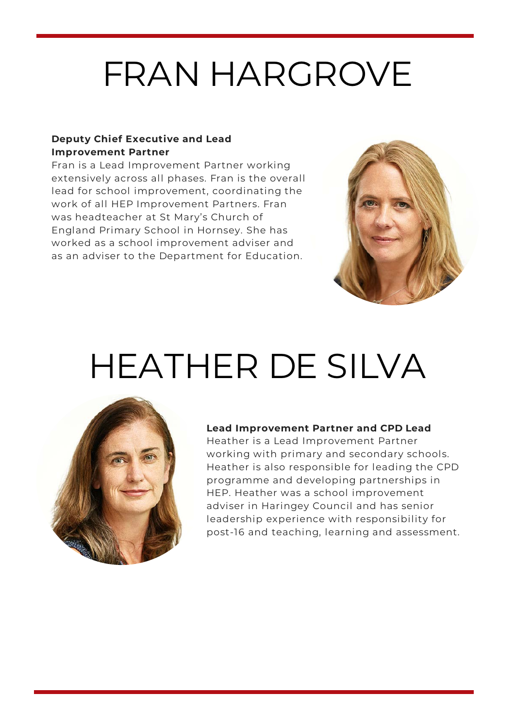# FRAN HARGROVE

**Deputy Chief Executive and Lead Improvement Partner**

Fran is a Lead Improvement Partner working extensively across all phases. Fran is the overall lead for school improvement, coordinating the work of all HEP Improvement Partners. Fran was headteacher at St Mary's Church of England Primary School in Hornsey. She has worked as a school improvement adviser and as an adviser to the Department for Education.

# HEATHER DE SILVA

**Lead Improvement Partner and CPD Lead**

Heather is a Lead Improvement Partner working with primary and secondary schools. Heather is also responsible for leading the CPD programme and developing partnerships in HEP. Heather was a school improvement adviser in Haringey Council and has senior leadership experience with responsibility for post-16 and teaching, learning and assessment.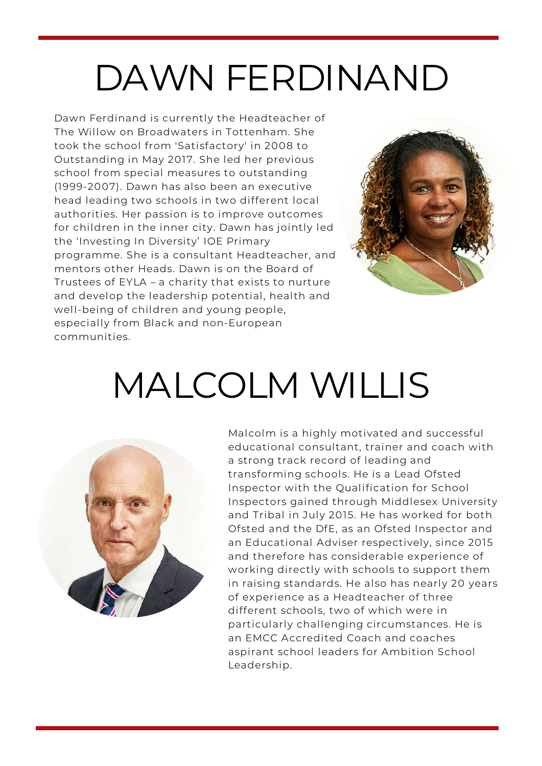# DAWN FERDINAND

Dawn Ferdinand is currently the Headteacher of The Willow on Broadwaters in Tottenham. She took the school from 'Satisfactory' in 2008 to Outstanding in May 2017. She led her previous school from special measures to outstanding (1999-2007). Dawn has also been an executive head leading two schools in two different local authorities. Her passion is to improve outcomes for children in the inner city. Dawn has jointly led the 'Investing In Diversity' IOE Primary programme. She is a consultant Headteacher, and mentors other Heads. Dawn is on the Board of Trustees of EYLA – a charity that exists to nurture and develop the leadership potential, health and well-being of children and young people, especially from Black and non-European communities.

# MALCOLM WILLIS

Malcolm is a highly motivated and successful educational consultant, trainer and coach with a strong track record of leading and transforming schools. He is a Lead Ofsted Inspector with the Qualification for School Inspectors gained through Middlesex University and Tribal in July 2015. He has worked for both Ofsted and the DfE, as an Ofsted Inspector and an Educational Adviser respectively, since 2015 and therefore has considerable experience of working directly with schools to support them in raising standards. He also has nearly 20 years of experience as a Headteacher of three different schools, two of which were in particularly challenging circumstances. He is an EMCC Accredited Coach and coaches aspirant school leaders for Ambition School Leadership.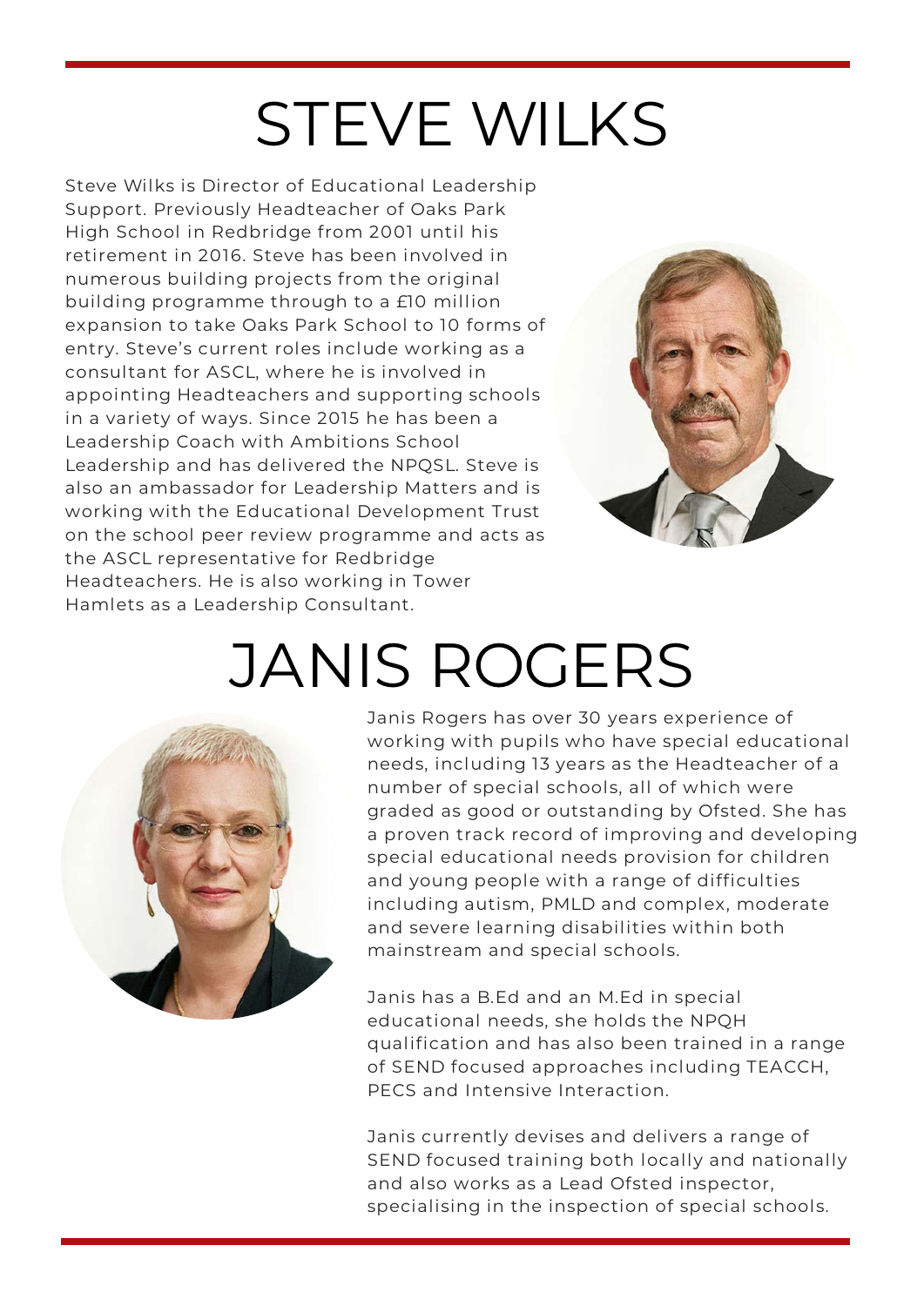# STEVE WILKS

Steve Wilks is Director of Educational Leadership Support. Previously Headteacher of Oaks Park High School in Redbridge from 2001 until his retirement in 2016. Steve has been involved in numerous building projects from the original building programme through to a £10 million expansion to take Oaks Park School to 10 forms of entry. Steve's current roles include working as a consultant for ASCL, where he is involved in appointing Headteachers and supporting schools in a variety of ways. Since 2015 he has been a Leadership Coach with Ambitions School Leadership and has delivered the NPQSL. Steve is also an ambassador for Leadership Matters and is working with the Educational Development Trust on the school peer review programme and acts as the ASCL representative for Redbridge Headteachers. He is also working in Tower Hamlets as a Leadership Consultant.

# JANIS ROGERS

Janis Rogers has over 30 years experience of working with pupils who have special educational needs, including 13 years as the Headteacher of a number of special schools, all of which were graded as good or outstanding by Ofsted. She has a proven track record of improving and developing special educational needs provision for children and young people with a range of difficulties including autism, PMLD and complex, moderate and severe learning disabilities within both mainstream and special schools.

Janis has a B.Ed and an M.Ed in special educational needs, she holds the NPQH qualification and has also been trained in a range of SEND focused approaches including TEACCH, PECS and Intensive Interaction.

Janis currently devises and delivers a range of SEND focused training both locally and nationally and also works as a Lead Ofsted inspector, specialising in the inspection of special schools.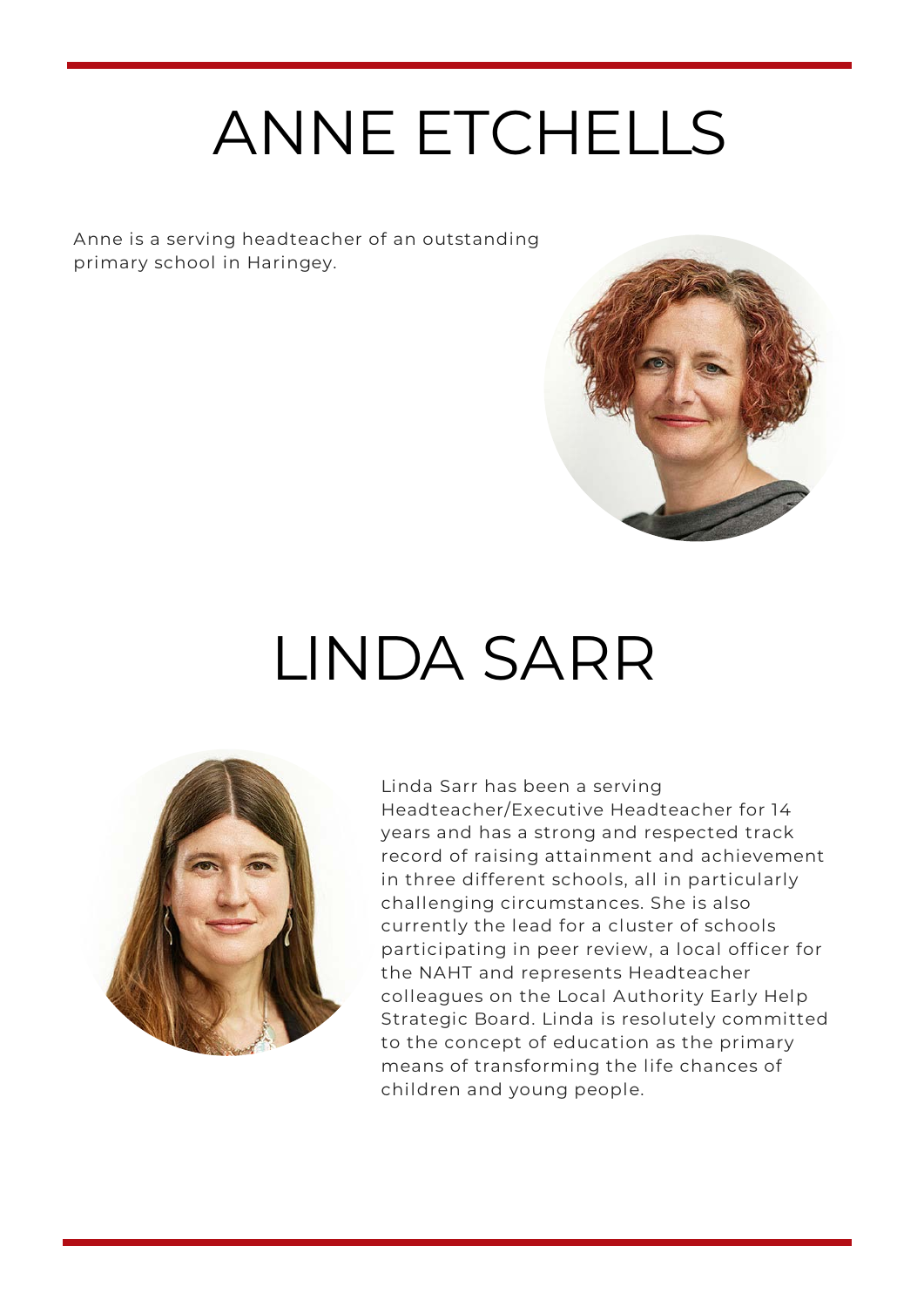# ANNE ETCHELLS

Anne is a serving headteacher of an outstanding primary school in Haringey.

# LINDA SARR

Linda Sarr has been a serving Headteacher/Executive Headteacher for 14 years and has a strong and respected track record of raising attainment and achievement in three different schools, all in particularly challenging circumstances. She is also currently the lead for a cluster of schools participating in peer review, a local officer for the NAHT and represents Headteacher colleagues on the Local Authority Early Help Strategic Board. Linda is resolutely committed to the concept of education as the primary means of transforming the life chances of children and young people.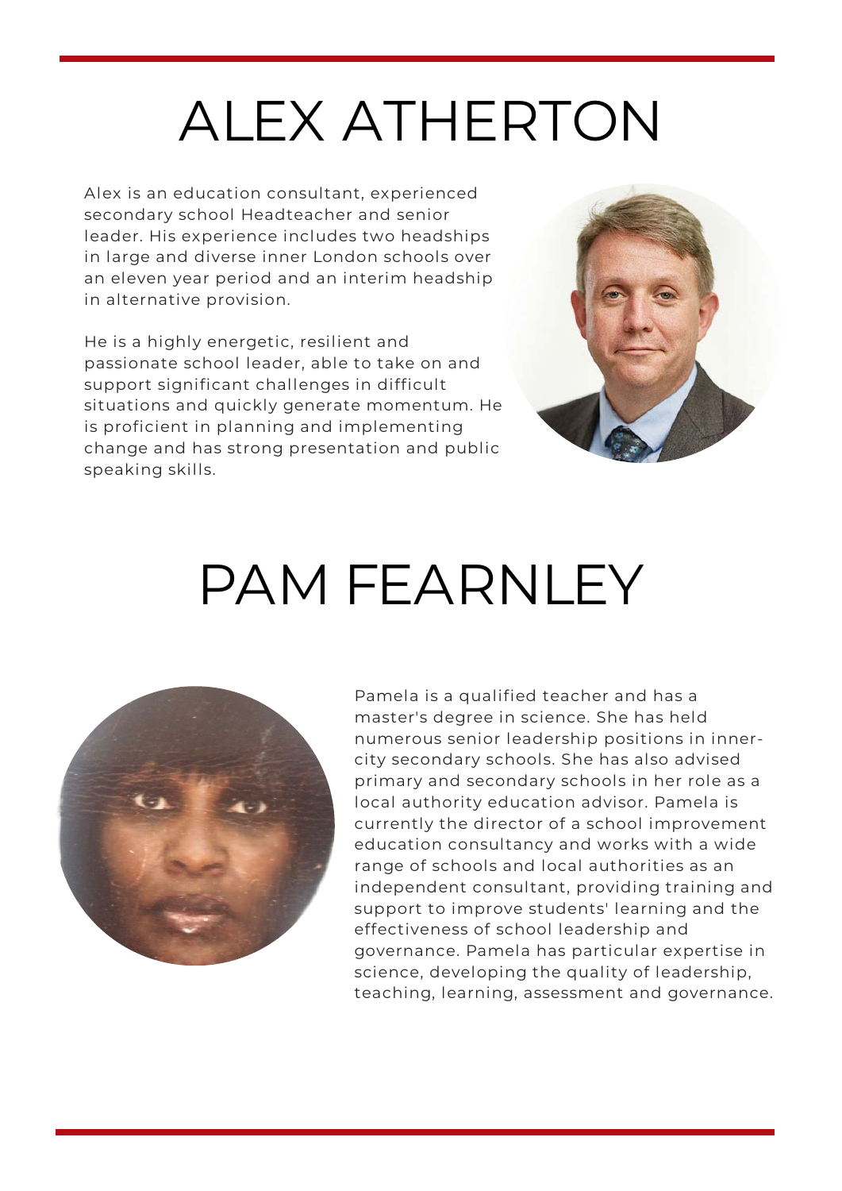# ALEX ATHERTON

Alex is an education consultant, experienced secondary school Headteacher and senior leader. His experience includes two headships in large and diverse inner London schools over an eleven year period and an interim headship in alternative provision.

He is a highly energetic, resilient and passionate school leader, able to take on and support significant challenges in difficult situations and quickly generate momentum. He is proficient in planning and implementing change and has strong presentation and public speaking skills.

# PAM FEARNLEY

Pamela is a qualified teacher and has a master's degree in science. She has held numerous senior leadership positions in inner-city secondary schools. She has also advised primary and secondary schools in her role as a local authority education advisor. Pamela is currently the director of a school improvement education consultancy and works with a wide range of schools and local authorities as an independent consultant, providing training and support to improve students' learning and the effectiveness of school leadership and governance. Pamela has particular expertise in science, developing the quality of leadership, teaching, learning, assessment and governance.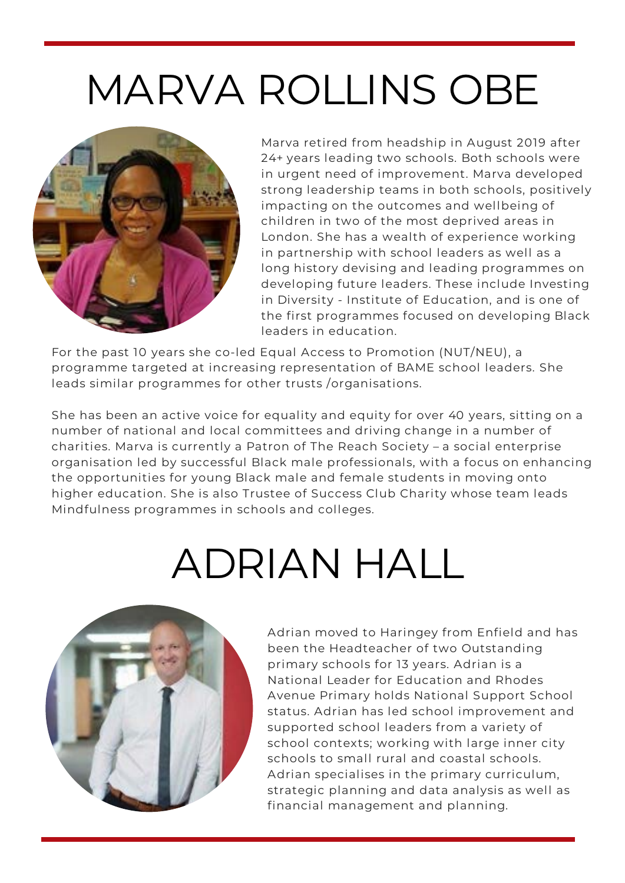# MARVA ROLLINS OBE

Marva retired from headship in August 2019 after 24+ years leading two schools. Both schools were in urgent need of improvement. Marva developed strong leadership teams in both schools, positively impacting on the outcomes and wellbeing of children in two of the most deprived areas in London. She has a wealth of experience working in partnership with school leaders as well as a long history devising and leading programmes on developing future leaders. These include Investing in Diversity - Institute of Education, and is one of the first programmes focused on developing Black leaders in education.

For the past 10 years she co-led Equal Access to Promotion (NUT/NEU), a programme targeted at increasing representation of BAME school leaders. She leads similar programmes for other trusts /organisations.

She has been an active voice for equality and equity for over 40 years, sitting on a number of national and local committees and driving change in a number of charities. Marva is currently a Patron of The Reach Society – a social enterprise organisation led by successful Black male professionals, with a focus on enhancing the opportunities for young Black male and female students in moving onto higher education. She is also Trustee of Success Club Charity whose team leads Mindfulness programmes in schools and colleges.

# ADRIAN HALL

Adrian moved to Haringey from Enfield and has been the Headteacher of two Outstanding primary schools for 13 years. Adrian is a National Leader for Education and Rhodes Avenue Primary holds National Support School status. Adrian has led school improvement and supported school leaders from a variety of school contexts; working with large inner city schools to small rural and coastal schools. Adrian specialises in the primary curriculum, strategic planning and data analysis as well as financial management and planning.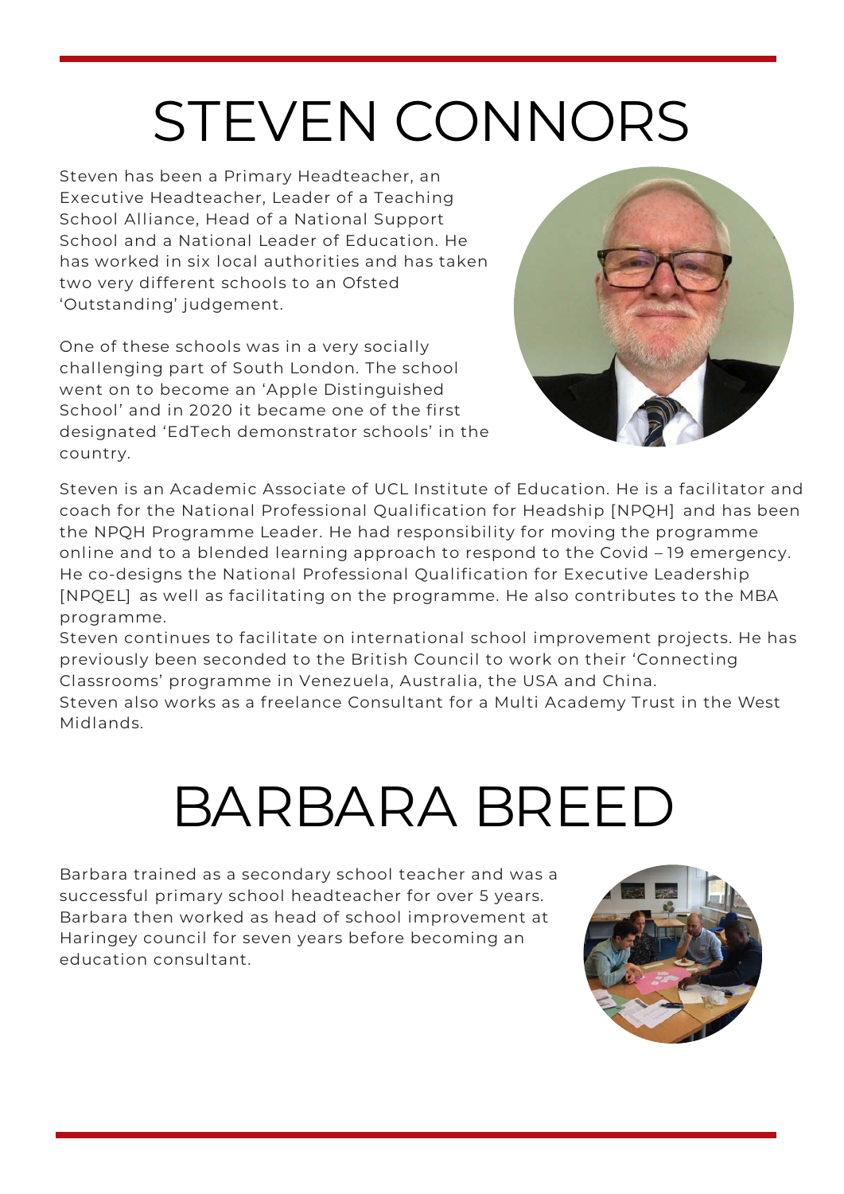# STEVEN CONNORS

Steven has been a Primary Headteacher, an Executive Headteacher, Leader of a Teaching School Alliance, Head of a National Support School and a National Leader of Education. He has worked in six local authorities and has taken two very different schools to an Ofsted 'Outstanding' judgement.

One of these schools was in a very socially challenging part of South London. The school went on to become an 'Apple Distinguished School' and in 2020 it became one of the first designated 'EdTech demonstrator schools' in the country.

Steven is an Academic Associate of UCL Institute of Education. He is a facilitator and coach for the National Professional Qualification for Headship [NPQH] and has been the NPQH Programme Leader. He had responsibility for moving the programme online and to a blended learning approach to respond to the Covid – 19 emergency. He co-designs the National Professional Qualification for Executive Leadership [NPQEL] as well as facilitating on the programme. He also contributes to the MBA programme.

Steven continues to facilitate on international school improvement projects. He has previously been seconded to the British Council to work on their 'Connecting Classrooms' programme in Venezuela, Australia, the USA and China.

Steven also works as a freelance Consultant for a Multi Academy Trust in the West Midlands.

# BARBARA BREED

Barbara trained as a secondary school teacher and was a successful primary school headteacher for over 5 years. Barbara then worked as head of school improvement at Haringey council for seven years before becoming an education consultant.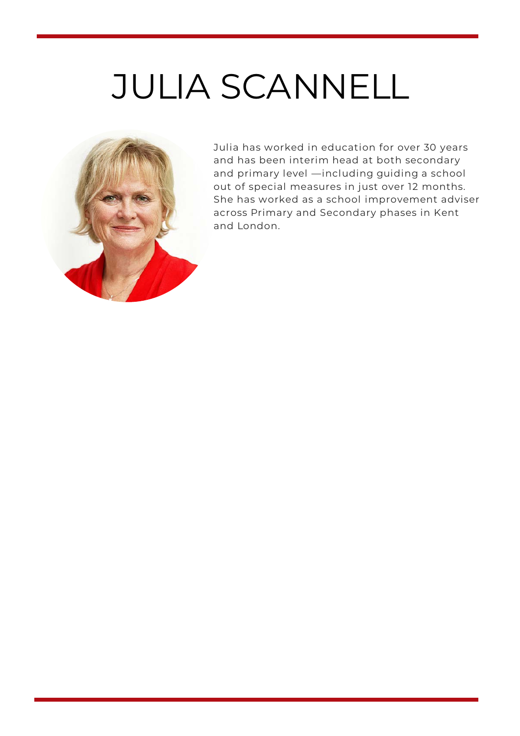# JULIA SCANNELL

Julia has worked in education for over 30 years and has been interim head at both secondary and primary level —including guiding a school out of special measures in just over 12 months. She has worked as a school improvement adviser across Primary and Secondary phases in Kent and London.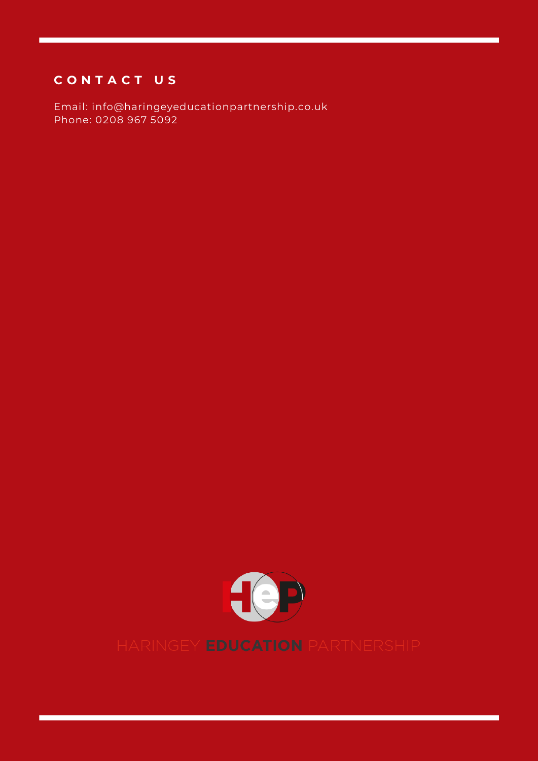## CONTACT US

Email: info@haringeyeducationpartnership.co.uk
Phone: 0208 967 5092

HARINGEY **EDUCATION** PARTNERSHIP